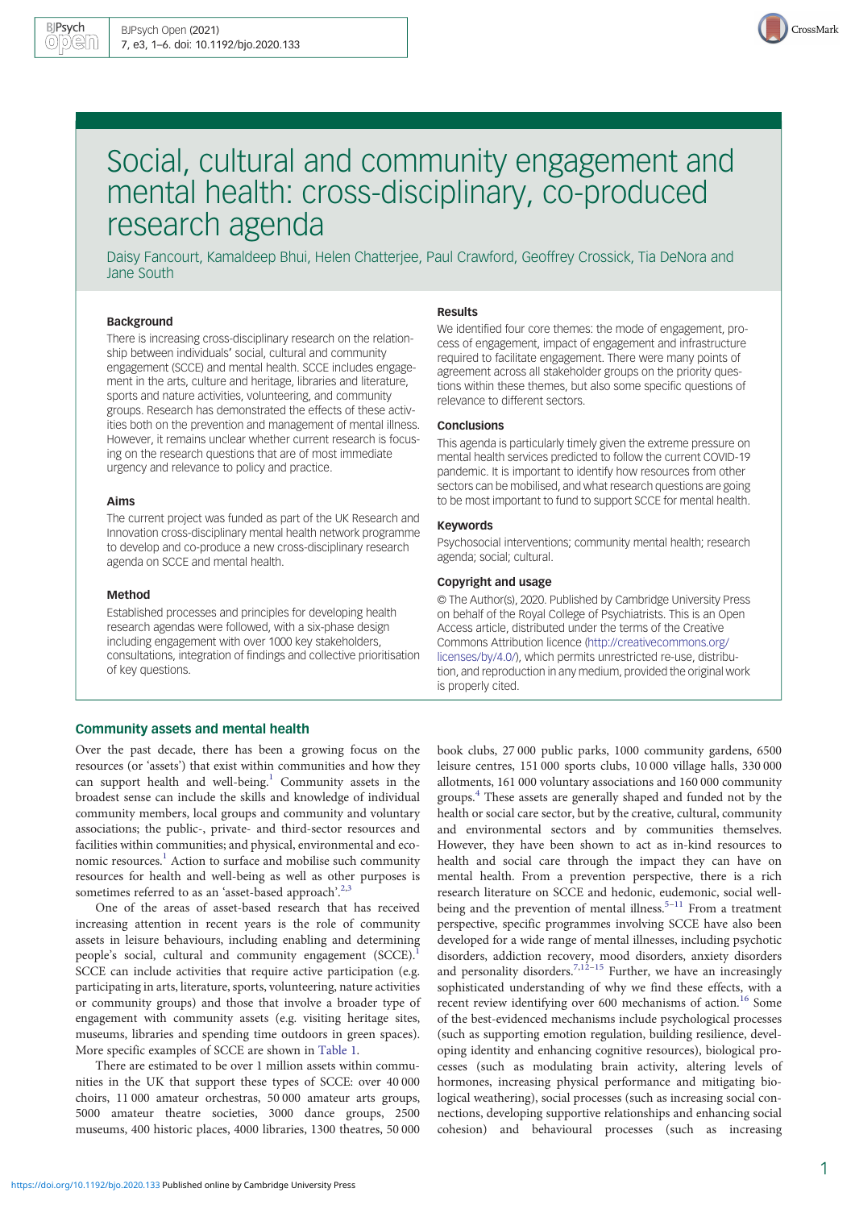# Social, cultural and community engagement and mental health: cross-disciplinary, co-produced research agenda

Daisy Fancourt, Kamaldeep Bhui, Helen Chatterjee, Paul Crawford, Geoffrey Crossick, Tia DeNora and Jane South

### Background

There is increasing cross-disciplinary research on the relationship between individuals' social, cultural and community engagement (SCCE) and mental health. SCCE includes engagement in the arts, culture and heritage, libraries and literature, sports and nature activities, volunteering, and community groups. Research has demonstrated the effects of these activities both on the prevention and management of mental illness. However, it remains unclear whether current research is focusing on the research questions that are of most immediate urgency and relevance to policy and practice.

### Aims

The current project was funded as part of the UK Research and Innovation cross-disciplinary mental health network programme to develop and co-produce a new cross-disciplinary research agenda on SCCE and mental health.

### Method

Established processes and principles for developing health research agendas were followed, with a six-phase design including engagement with over 1000 key stakeholders, consultations, integration of findings and collective prioritisation of key questions.

### Results

We identified four core themes: the mode of engagement, process of engagement, impact of engagement and infrastructure required to facilitate engagement. There were many points of agreement across all stakeholder groups on the priority questions within these themes, but also some specific questions of relevance to different sectors.

### Conclusions

This agenda is particularly timely given the extreme pressure on mental health services predicted to follow the current COVID-19 pandemic. It is important to identify how resources from other sectors can be mobilised, and what research questions are going to be most important to fund to support SCCE for mental health.

### Keywords

Psychosocial interventions; community mental health; research agenda; social; cultural.

### Copyright and usage

© The Author(s), 2020. Published by Cambridge University Press on behalf of the Royal College of Psychiatrists. This is an Open Access article, distributed under the terms of the Creative Commons Attribution licence (http://creativecommons.org/licenses/by/4.0/), which permits unrestricted re-use, distribution, and reproduction in any medium, provided the original work is properly cited.

## Community assets and mental health

Over the past decade, there has been a growing focus on the resources (or 'assets') that exist within communities and how they can support health and well-being.[1] Community assets in the broadest sense can include the skills and knowledge of individual community members, local groups and community and voluntary associations; the public-, private- and third-sector resources and facilities within communities; and physical, environmental and economic resources.[1] Action to surface and mobilise such community resources for health and well-being as well as other purposes is sometimes referred to as an 'asset-based approach'.[2,3]

One of the areas of asset-based research that has received increasing attention in recent years is the role of community assets in leisure behaviours, including enabling and determining people's social, cultural and community engagement (SCCE).[1] SCCE can include activities that require active participation (e.g. participating in arts, literature, sports, volunteering, nature activities or community groups) and those that involve a broader type of engagement with community assets (e.g. visiting heritage sites, museums, libraries and spending time outdoors in green spaces). More specific examples of SCCE are shown in Table 1.

There are estimated to be over 1 million assets within communities in the UK that support these types of SCCE: over 40 000 choirs, 11 000 amateur orchestras, 50 000 amateur arts groups, 5000 amateur theatre societies, 3000 dance groups, 2500 museums, 400 historic places, 4000 libraries, 1300 theatres, 50 000 book clubs, 27 000 public parks, 1000 community gardens, 6500 leisure centres, 151 000 sports clubs, 10 000 village halls, 330 000 allotments, 161 000 voluntary associations and 160 000 community groups.[4] These assets are generally shaped and funded not by the health or social care sector, but by the creative, cultural, community and environmental sectors and by communities themselves. However, they have been shown to act as in-kind resources to health and social care through the impact they can have on mental health. From a prevention perspective, there is a rich research literature on SCCE and hedonic, eudemonic, social well-being and the prevention of mental illness.[5–11] From a treatment perspective, specific programmes involving SCCE have also been developed for a wide range of mental illnesses, including psychotic disorders, addiction recovery, mood disorders, anxiety disorders and personality disorders.[7,12–15] Further, we have an increasingly sophisticated understanding of why we find these effects, with a recent review identifying over 600 mechanisms of action.[16] Some of the best-evidenced mechanisms include psychological processes (such as supporting emotion regulation, building resilience, developing identity and enhancing cognitive resources), biological processes (such as modulating brain activity, altering levels of hormones, increasing physical performance and mitigating biological weathering), social processes (such as increasing social connections, developing supportive relationships and enhancing social cohesion) and behavioural processes (such as increasing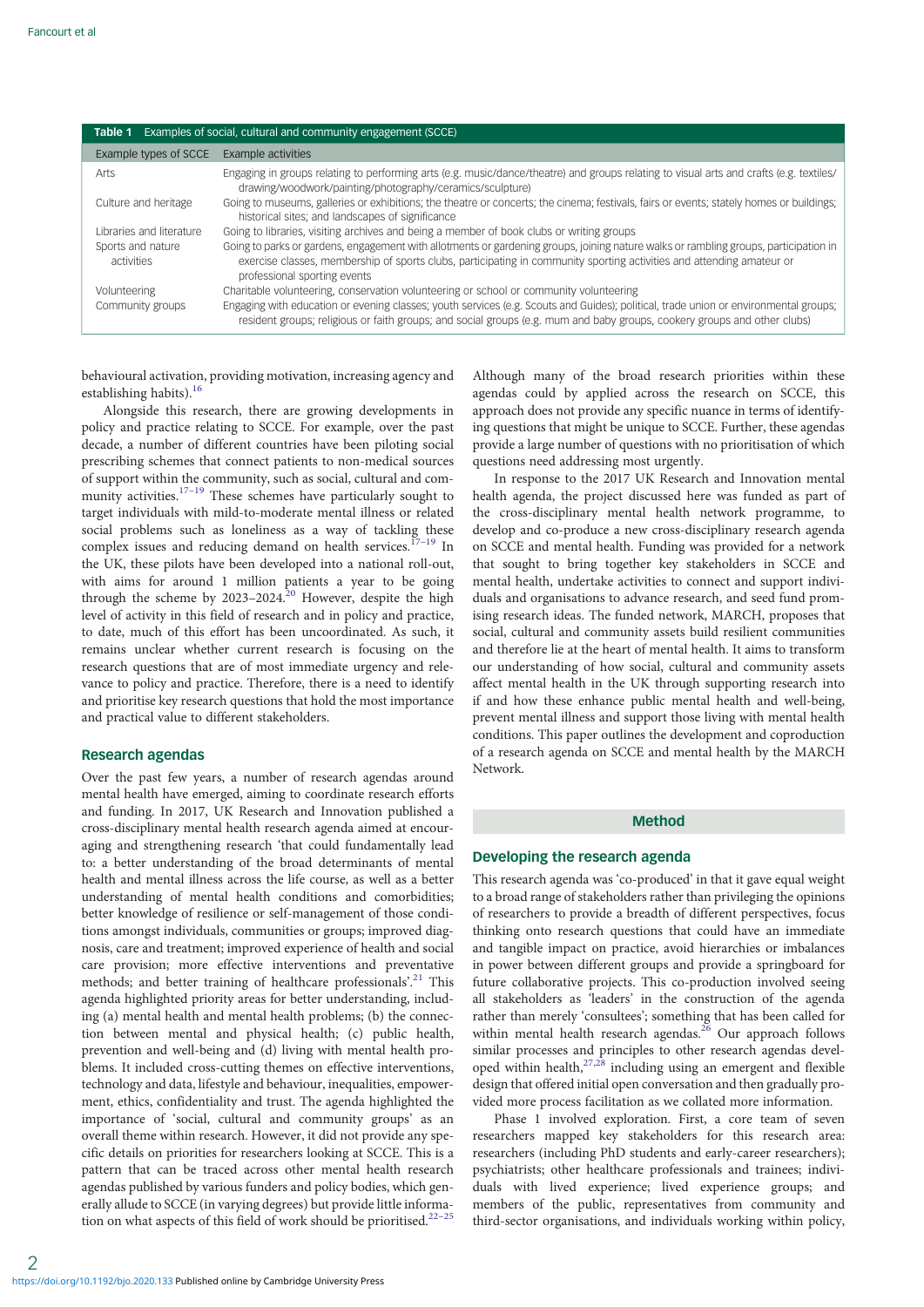**Table 1** Examples of social, cultural and community engagement (SCCE)

| Example types of SCCE | Example activities |
|---|---|
| Arts | Engaging in groups relating to performing arts (e.g. music/dance/theatre) and groups relating to visual arts and crafts (e.g. textiles/ drawing/woodwork/painting/photography/ceramics/sculpture) |
| Culture and heritage | Going to museums, galleries or exhibitions; the theatre or concerts; the cinema; festivals, fairs or events; stately homes or buildings; historical sites; and landscapes of significance |
| Libraries and literature | Going to libraries, visiting archives and being a member of book clubs or writing groups |
| Sports and nature activities | Going to parks or gardens, engagement with allotments or gardening groups, joining nature walks or rambling groups, participation in exercise classes, membership of sports clubs, participating in community sporting activities and attending amateur or professional sporting events |
| Volunteering | Charitable volunteering, conservation volunteering or school or community volunteering |
| Community groups | Engaging with education or evening classes; youth services (e.g. Scouts and Guides); political, trade union or environmental groups; resident groups; religious or faith groups; and social groups (e.g. mum and baby groups, cookery groups and other clubs) |

behavioural activation, providing motivation, increasing agency and establishing habits).[16]

Alongside this research, there are growing developments in policy and practice relating to SCCE. For example, over the past decade, a number of different countries have been piloting social prescribing schemes that connect patients to non-medical sources of support within the community, such as social, cultural and community activities.[17–19] These schemes have particularly sought to target individuals with mild-to-moderate mental illness or related social problems such as loneliness as a way of tackling these complex issues and reducing demand on health services.[17–19] In the UK, these pilots have been developed into a national roll-out, with aims for around 1 million patients a year to be going through the scheme by 2023–2024.[20] However, despite the high level of activity in this field of research and in policy and practice, to date, much of this effort has been uncoordinated. As such, it remains unclear whether current research is focusing on the research questions that are of most immediate urgency and relevance to policy and practice. Therefore, there is a need to identify and prioritise key research questions that hold the most importance and practical value to different stakeholders.

## Research agendas

Over the past few years, a number of research agendas around mental health have emerged, aiming to coordinate research efforts and funding. In 2017, UK Research and Innovation published a cross-disciplinary mental health research agenda aimed at encouraging and strengthening research 'that could fundamentally lead to: a better understanding of the broad determinants of mental health and mental illness across the life course, as well as a better understanding of mental health conditions and comorbidities; better knowledge of resilience or self-management of those conditions amongst individuals, communities or groups; improved diagnosis, care and treatment; improved experience of health and social care provision; more effective interventions and preventative methods; and better training of healthcare professionals'.[21] This agenda highlighted priority areas for better understanding, including (a) mental health and mental health problems; (b) the connection between mental and physical health; (c) public health, prevention and well-being and (d) living with mental health problems. It included cross-cutting themes on effective interventions, technology and data, lifestyle and behaviour, inequalities, empowerment, ethics, confidentiality and trust. The agenda highlighted the importance of 'social, cultural and community groups' as an overall theme within research. However, it did not provide any specific details on priorities for researchers looking at SCCE. This is a pattern that can be traced across other mental health research agendas published by various funders and policy bodies, which generally allude to SCCE (in varying degrees) but provide little information on what aspects of this field of work should be prioritised.[22–25] Although many of the broad research priorities within these agendas could by applied across the research on SCCE, this approach does not provide any specific nuance in terms of identifying questions that might be unique to SCCE. Further, these agendas provide a large number of questions with no prioritisation of which questions need addressing most urgently.

In response to the 2017 UK Research and Innovation mental health agenda, the project discussed here was funded as part of the cross-disciplinary mental health network programme, to develop and co-produce a new cross-disciplinary research agenda on SCCE and mental health. Funding was provided for a network that sought to bring together key stakeholders in SCCE and mental health, undertake activities to connect and support individuals and organisations to advance research, and seed fund promising research ideas. The funded network, MARCH, proposes that social, cultural and community assets build resilient communities and therefore lie at the heart of mental health. It aims to transform our understanding of how social, cultural and community assets affect mental health in the UK through supporting research into if and how these enhance public mental health and well-being, prevent mental illness and support those living with mental health conditions. This paper outlines the development and coproduction of a research agenda on SCCE and mental health by the MARCH Network.

# Method

## Developing the research agenda

This research agenda was 'co-produced' in that it gave equal weight to a broad range of stakeholders rather than privileging the opinions of researchers to provide a breadth of different perspectives, focus thinking onto research questions that could have an immediate and tangible impact on practice, avoid hierarchies or imbalances in power between different groups and provide a springboard for future collaborative projects. This co-production involved seeing all stakeholders as 'leaders' in the construction of the agenda rather than merely 'consultees'; something that has been called for within mental health research agendas.[26] Our approach follows similar processes and principles to other research agendas developed within health,[27,28] including using an emergent and flexible design that offered initial open conversation and then gradually provided more process facilitation as we collated more information.

Phase 1 involved exploration. First, a core team of seven researchers mapped key stakeholders for this research area: researchers (including PhD students and early-career researchers); psychiatrists; other healthcare professionals and trainees; individuals with lived experience; lived experience groups; and members of the public, representatives from community and third-sector organisations, and individuals working within policy,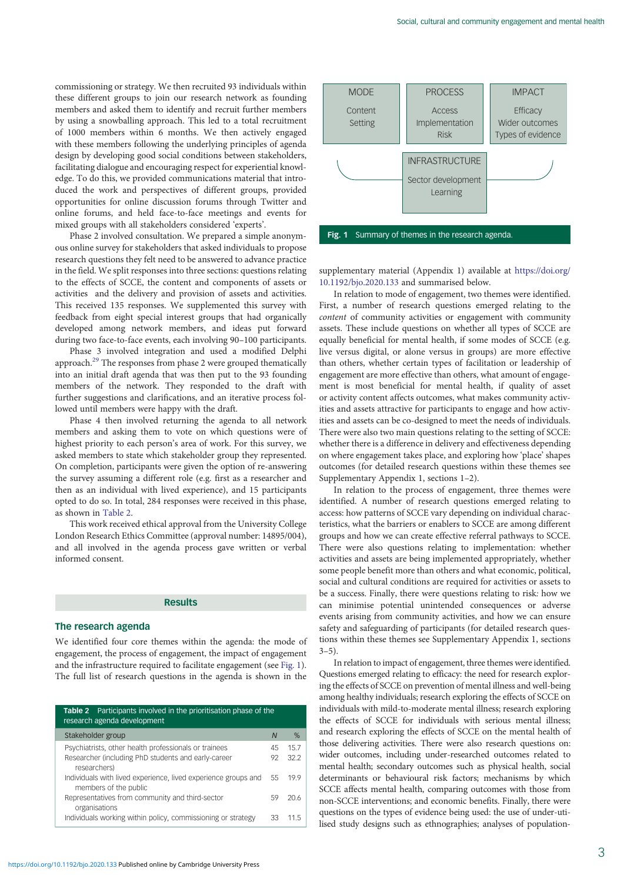commissioning or strategy. We then recruited 93 individuals within these different groups to join our research network as founding members and asked them to identify and recruit further members by using a snowballing approach. This led to a total recruitment of 1000 members within 6 months. We then actively engaged with these members following the underlying principles of agenda design by developing good social conditions between stakeholders, facilitating dialogue and encouraging respect for experiential knowledge. To do this, we provided communications material that introduced the work and perspectives of different groups, provided opportunities for online discussion forums through Twitter and online forums, and held face-to-face meetings and events for mixed groups with all stakeholders considered 'experts'.

Phase 2 involved consultation. We prepared a simple anonymous online survey for stakeholders that asked individuals to propose research questions they felt need to be answered to advance practice in the field. We split responses into three sections: questions relating to the effects of SCCE, the content and components of assets or activities and the delivery and provision of assets and activities. This received 135 responses. We supplemented this survey with feedback from eight special interest groups that had organically developed among network members, and ideas put forward during two face-to-face events, each involving 90–100 participants.

Phase 3 involved integration and used a modified Delphi approach.[29] The responses from phase 2 were grouped thematically into an initial draft agenda that was then put to the 93 founding members of the network. They responded to the draft with further suggestions and clarifications, and an iterative process followed until members were happy with the draft.

Phase 4 then involved returning the agenda to all network members and asking them to vote on which questions were of highest priority to each person's area of work. For this survey, we asked members to state which stakeholder group they represented. On completion, participants were given the option of re-answering the survey assuming a different role (e.g. first as a researcher and then as an individual with lived experience), and 15 participants opted to do so. In total, 284 responses were received in this phase, as shown in Table 2.

This work received ethical approval from the University College London Research Ethics Committee (approval number: 14895/004), and all involved in the agenda process gave written or verbal informed consent.

## Results

### The research agenda

We identified four core themes within the agenda: the mode of engagement, the process of engagement, the impact of engagement and the infrastructure required to facilitate engagement (see Fig. 1). The full list of research questions in the agenda is shown in the supplementary material (Appendix 1) available at https://doi.org/10.1192/bjo.2020.133 and summarised below.

**Table 2** Participants involved in the prioritisation phase of the research agenda development

| Stakeholder group | N | % |
|---|---|---|
| Psychiatrists, other health professionals or trainees | 45 | 15.7 |
| Researcher (including PhD students and early-career researchers) | 92 | 32.2 |
| Individuals with lived experience, lived experience groups and members of the public | 55 | 19.9 |
| Representatives from community and third-sector organisations | 59 | 20.6 |
| Individuals working within policy, commissioning or strategy | 33 | 11.5 |

MODE
Content
Setting

PROCESS
Access
Implementation
Risk

IMPACT
Efficacy
Wider outcomes
Types of evidence

INFRASTRUCTURE
Sector development
Learning

**Fig. 1** Summary of themes in the research agenda.

In relation to mode of engagement, two themes were identified. First, a number of research questions emerged relating to the *content* of community activities or engagement with community assets. These include questions on whether all types of SCCE are equally beneficial for mental health, if some modes of SCCE (e.g. live versus digital, or alone versus in groups) are more effective than others, whether certain types of facilitation or leadership of engagement are more effective than others, what amount of engagement is most beneficial for mental health, if quality of asset or activity content affects outcomes, what makes community activities and assets attractive for participants to engage and how activities and assets can be co-designed to meet the needs of individuals. There were also two main questions relating to the setting of SCCE: whether there is a difference in delivery and effectiveness depending on where engagement takes place, and exploring how 'place' shapes outcomes (for detailed research questions within these themes see Supplementary Appendix 1, sections 1–2).

In relation to the process of engagement, three themes were identified. A number of research questions emerged relating to access: how patterns of SCCE vary depending on individual characteristics, what the barriers or enablers to SCCE are among different groups and how we can create effective referral pathways to SCCE. There were also questions relating to implementation: whether activities and assets are being implemented appropriately, whether some people benefit more than others and what economic, political, social and cultural conditions are required for activities or assets to be a success. Finally, there were questions relating to risk: how we can minimise potential unintended consequences or adverse events arising from community activities, and how we can ensure safety and safeguarding of participants (for detailed research questions within these themes see Supplementary Appendix 1, sections 3–5).

In relation to impact of engagement, three themes were identified. Questions emerged relating to efficacy: the need for research exploring the effects of SCCE on prevention of mental illness and well-being among healthy individuals; research exploring the effects of SCCE on individuals with mild-to-moderate mental illness; research exploring the effects of SCCE for individuals with serious mental illness; and research exploring the effects of SCCE on the mental health of those delivering activities. There were also research questions on: wider outcomes, including under-researched outcomes related to mental health; secondary outcomes such as physical health, social determinants or behavioural risk factors; mechanisms by which SCCE affects mental health, comparing outcomes with those from non-SCCE interventions; and economic benefits. Finally, there were questions on the types of evidence being used: the use of under-utilised study designs such as ethnographies; analyses of population-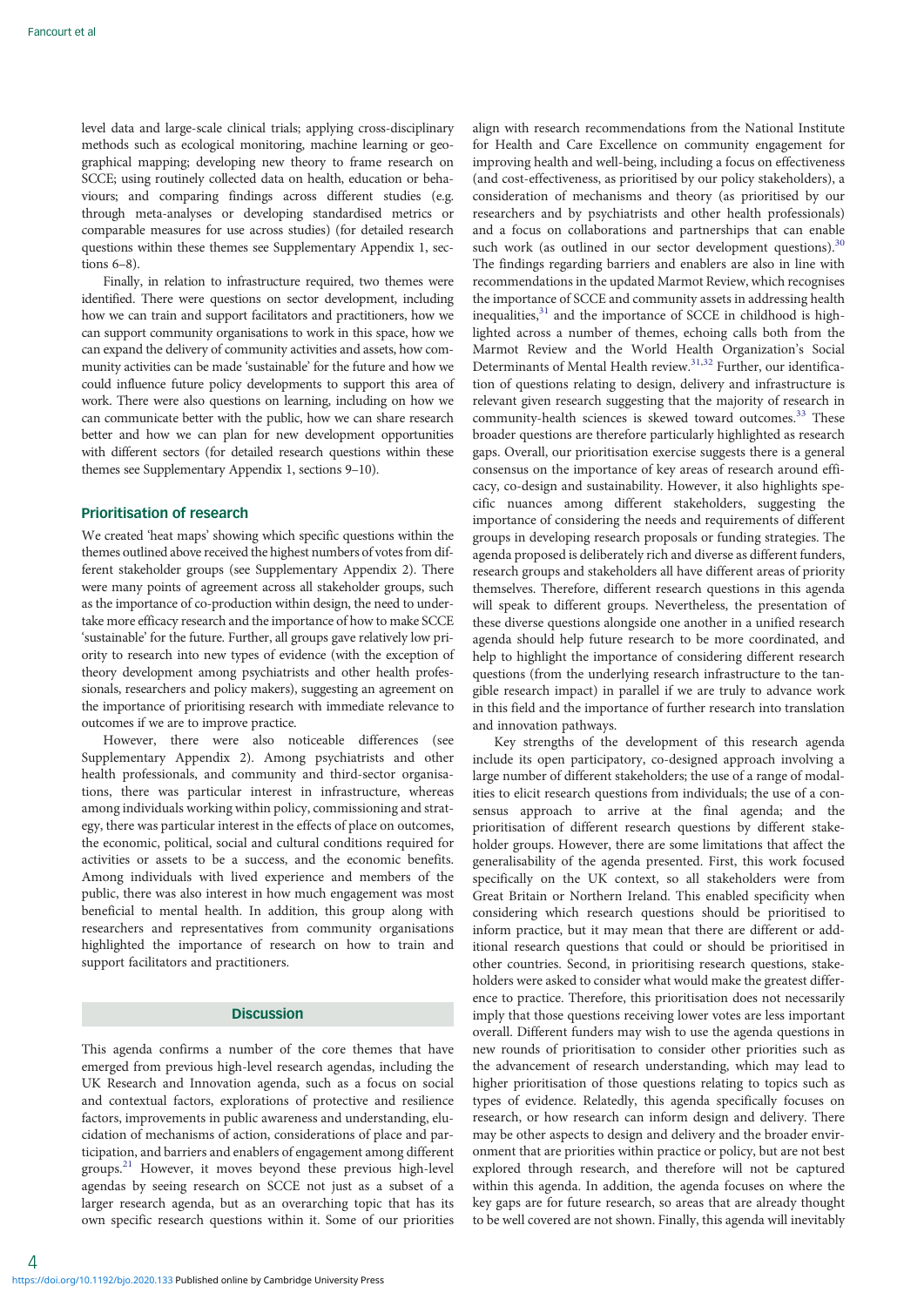level data and large-scale clinical trials; applying cross-disciplinary methods such as ecological monitoring, machine learning or geographical mapping; developing new theory to frame research on SCCE; using routinely collected data on health, education or behaviours; and comparing findings across different studies (e.g. through meta-analyses or developing standardised metrics or comparable measures for use across studies) (for detailed research questions within these themes see Supplementary Appendix 1, sections 6–8).

Finally, in relation to infrastructure required, two themes were identified. There were questions on sector development, including how we can train and support facilitators and practitioners, how we can support community organisations to work in this space, how we can expand the delivery of community activities and assets, how community activities can be made 'sustainable' for the future and how we could influence future policy developments to support this area of work. There were also questions on learning, including on how we can communicate better with the public, how we can share research better and how we can plan for new development opportunities with different sectors (for detailed research questions within these themes see Supplementary Appendix 1, sections 9–10).

### Prioritisation of research

We created 'heat maps' showing which specific questions within the themes outlined above received the highest numbers of votes from different stakeholder groups (see Supplementary Appendix 2). There were many points of agreement across all stakeholder groups, such as the importance of co-production within design, the need to undertake more efficacy research and the importance of how to make SCCE 'sustainable' for the future. Further, all groups gave relatively low priority to research into new types of evidence (with the exception of theory development among psychiatrists and other health professionals, researchers and policy makers), suggesting an agreement on the importance of prioritising research with immediate relevance to outcomes if we are to improve practice.

However, there were also noticeable differences (see Supplementary Appendix 2). Among psychiatrists and other health professionals, and community and third-sector organisations, there was particular interest in infrastructure, whereas among individuals working within policy, commissioning and strategy, there was particular interest in the effects of place on outcomes, the economic, political, social and cultural conditions required for activities or assets to be a success, and the economic benefits. Among individuals with lived experience and members of the public, there was also interest in how much engagement was most beneficial to mental health. In addition, this group along with researchers and representatives from community organisations highlighted the importance of research on how to train and support facilitators and practitioners.

## Discussion

This agenda confirms a number of the core themes that have emerged from previous high-level research agendas, including the UK Research and Innovation agenda, such as a focus on social and contextual factors, explorations of protective and resilience factors, improvements in public awareness and understanding, elucidation of mechanisms of action, considerations of place and participation, and barriers and enablers of engagement among different groups.[21] However, it moves beyond these previous high-level agendas by seeing research on SCCE not just as a subset of a larger research agenda, but as an overarching topic that has its own specific research questions within it. Some of our priorities align with research recommendations from the National Institute for Health and Care Excellence on community engagement for improving health and well-being, including a focus on effectiveness (and cost-effectiveness, as prioritised by our policy stakeholders), a consideration of mechanisms and theory (as prioritised by our researchers and by psychiatrists and other health professionals) and a focus on collaborations and partnerships that can enable such work (as outlined in our sector development questions).[30] The findings regarding barriers and enablers are also in line with recommendations in the updated Marmot Review, which recognises the importance of SCCE and community assets in addressing health inequalities,[31] and the importance of SCCE in childhood is highlighted across a number of themes, echoing calls both from the Marmot Review and the World Health Organization's Social Determinants of Mental Health review.[31,32] Further, our identification of questions relating to design, delivery and infrastructure is relevant given research suggesting that the majority of research in community-health sciences is skewed toward outcomes.[33] These broader questions are therefore particularly highlighted as research gaps. Overall, our prioritisation exercise suggests there is a general consensus on the importance of key areas of research around efficacy, co-design and sustainability. However, it also highlights specific nuances among different stakeholders, suggesting the importance of considering the needs and requirements of different groups in developing research proposals or funding strategies. The agenda proposed is deliberately rich and diverse as different funders, research groups and stakeholders all have different areas of priority themselves. Therefore, different research questions in this agenda will speak to different groups. Nevertheless, the presentation of these diverse questions alongside one another in a unified research agenda should help future research to be more coordinated, and help to highlight the importance of considering different research questions (from the underlying research infrastructure to the tangible research impact) in parallel if we are truly to advance work in this field and the importance of further research into translation and innovation pathways.

Key strengths of the development of this research agenda include its open participatory, co-designed approach involving a large number of different stakeholders; the use of a range of modalities to elicit research questions from individuals; the use of a consensus approach to arrive at the final agenda; and the prioritisation of different research questions by different stakeholder groups. However, there are some limitations that affect the generalisability of the agenda presented. First, this work focused specifically on the UK context, so all stakeholders were from Great Britain or Northern Ireland. This enabled specificity when considering which research questions should be prioritised to inform practice, but it may mean that there are different or additional research questions that could or should be prioritised in other countries. Second, in prioritising research questions, stakeholders were asked to consider what would make the greatest difference to practice. Therefore, this prioritisation does not necessarily imply that those questions receiving lower votes are less important overall. Different funders may wish to use the agenda questions in new rounds of prioritisation to consider other priorities such as the advancement of research understanding, which may lead to higher prioritisation of those questions relating to topics such as types of evidence. Relatedly, this agenda specifically focuses on research, or how research can inform design and delivery. There may be other aspects to design and delivery and the broader environment that are priorities within practice or policy, but are not best explored through research, and therefore will not be captured within this agenda. In addition, the agenda focuses on where the key gaps are for future research, so areas that are already thought to be well covered are not shown. Finally, this agenda will inevitably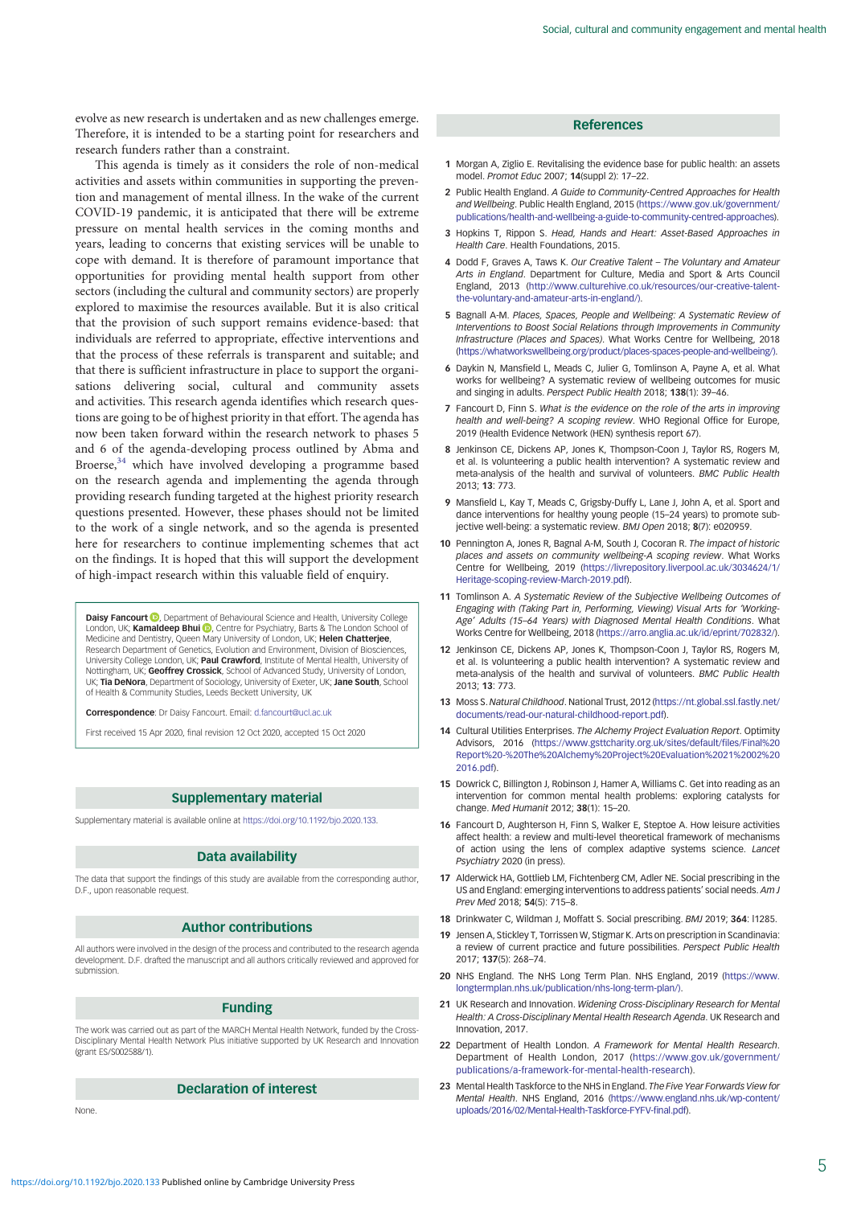evolve as new research is undertaken and as new challenges emerge. Therefore, it is intended to be a starting point for researchers and research funders rather than a constraint.

This agenda is timely as it considers the role of non-medical activities and assets within communities in supporting the prevention and management of mental illness. In the wake of the current COVID-19 pandemic, it is anticipated that there will be extreme pressure on mental health services in the coming months and years, leading to concerns that existing services will be unable to cope with demand. It is therefore of paramount importance that opportunities for providing mental health support from other sectors (including the cultural and community sectors) are properly explored to maximise the resources available. But it is also critical that the provision of such support remains evidence-based: that individuals are referred to appropriate, effective interventions and that the process of these referrals is transparent and suitable; and that there is sufficient infrastructure in place to support the organisations delivering social, cultural and community assets and activities. This research agenda identifies which research questions are going to be of highest priority in that effort. The agenda has now been taken forward within the research network to phases 5 and 6 of the agenda-developing process outlined by Abma and Broerse,[34] which have involved developing a programme based on the research agenda and implementing the agenda through providing research funding targeted at the highest priority research questions presented. However, these phases should not be limited to the work of a single network, and so the agenda is presented here for researchers to continue implementing schemes that act on the findings. It is hoped that this will support the development of high-impact research within this valuable field of enquiry.

**Daisy Fancourt**, Department of Behavioural Science and Health, University College London, UK; **Kamaldeep Bhui**, Centre for Psychiatry, Barts & The London School of Medicine and Dentistry, Queen Mary University of London, UK; **Helen Chatterjee**, Research Department of Genetics, Evolution and Environment, Division of Biosciences, University College London, UK; **Paul Crawford**, Institute of Mental Health, University of Nottingham, UK; **Geoffrey Crossick**, School of Advanced Study, University of London, UK; **Tia DeNora**, Department of Sociology, University of Exeter, UK; **Jane South**, School of Health & Community Studies, Leeds Beckett University, UK

**Correspondence**: Dr Daisy Fancourt. Email: d.fancourt@ucl.ac.uk

First received 15 Apr 2020, final revision 12 Oct 2020, accepted 15 Oct 2020

## Supplementary material

Supplementary material is available online at https://doi.org/10.1192/bjo.2020.133.

## Data availability

The data that support the findings of this study are available from the corresponding author, D.F., upon reasonable request.

## Author contributions

All authors were involved in the design of the process and contributed to the research agenda development. D.F. drafted the manuscript and all authors critically reviewed and approved for submission.

## Funding

The work was carried out as part of the MARCH Mental Health Network, funded by the Cross-Disciplinary Mental Health Network Plus initiative supported by UK Research and Innovation (grant ES/S002588/1).

## Declaration of interest

None.

## References

1. Morgan A, Ziglio E. Revitalising the evidence base for public health: an assets model. *Promot Educ* 2007; **14**(suppl 2): 17–22.
2. Public Health England. *A Guide to Community-Centred Approaches for Health and Wellbeing*. Public Health England, 2015 (https://www.gov.uk/government/publications/health-and-wellbeing-a-guide-to-community-centred-approaches).
3. Hopkins T, Rippon S. *Head, Hands and Heart: Asset-Based Approaches in Health Care*. Health Foundations, 2015.
4. Dodd F, Graves A, Taws K. *Our Creative Talent – The Voluntary and Amateur Arts in England*. Department for Culture, Media and Sport & Arts Council England, 2013 (http://www.culturehive.co.uk/resources/our-creative-talent-the-voluntary-and-amateur-arts-in-england/).
5. Bagnall A-M. *Places, Spaces, People and Wellbeing: A Systematic Review of Interventions to Boost Social Relations through Improvements in Community Infrastructure (Places and Spaces)*. What Works Centre for Wellbeing, 2018 (https://whatworkswellbeing.org/product/places-spaces-people-and-wellbeing/).
6. Daykin N, Mansfield L, Meads C, Julier G, Tomlinson A, Payne A, et al. What works for wellbeing? A systematic review of wellbeing outcomes for music and singing in adults. *Perspect Public Health* 2018; **138**(1): 39–46.
7. Fancourt D, Finn S. *What is the evidence on the role of the arts in improving health and well-being? A scoping review*. WHO Regional Office for Europe, 2019 (Health Evidence Network (HEN) synthesis report 67).
8. Jenkinson CE, Dickens AP, Jones K, Thompson-Coon J, Taylor RS, Rogers M, et al. Is volunteering a public health intervention? A systematic review and meta-analysis of the health and survival of volunteers. *BMC Public Health* 2013; **13**: 773.
9. Mansfield L, Kay T, Meads C, Grigsby-Duffy L, Lane J, John A, et al. Sport and dance interventions for healthy young people (15–24 years) to promote subjective well-being: a systematic review. *BMJ Open* 2018; **8**(7): e020959.
10. Pennington A, Jones R, Bagnal A-M, South J, Cocoran R. *The impact of historic places and assets on community wellbeing-A scoping review*. What Works Centre for Wellbeing, 2019 (https://livrepository.liverpool.ac.uk/3034624/1/Heritage-scoping-review-March-2019.pdf).
11. Tomlinson A. *A Systematic Review of the Subjective Wellbeing Outcomes of Engaging with (Taking Part in, Performing, Viewing) Visual Arts for 'Working-Age' Adults (15–64 Years) with Diagnosed Mental Health Conditions*. What Works Centre for Wellbeing, 2018 (https://arro.anglia.ac.uk/id/eprint/702832/).
12. Jenkinson CE, Dickens AP, Jones K, Thompson-Coon J, Taylor RS, Rogers M, et al. Is volunteering a public health intervention? A systematic review and meta-analysis of the health and survival of volunteers. *BMC Public Health* 2013; **13**: 773.
13. Moss S. *Natural Childhood*. National Trust, 2012 (https://nt.global.ssl.fastly.net/documents/read-our-natural-childhood-report.pdf).
14. Cultural Utilities Enterprises. *The Alchemy Project Evaluation Report*. Optimity Advisors, 2016 (https://www.gsttcharity.org.uk/sites/default/files/Final%20Report%20-%20The%20Alchemy%20Project%20Evaluation%2021%2002%202016.pdf).
15. Dowrick C, Billington J, Robinson J, Hamer A, Williams C. Get into reading as an intervention for common mental health problems: exploring catalysts for change. *Med Humanit* 2012; **38**(1): 15–20.
16. Fancourt D, Aughterson H, Finn S, Walker E, Steptoe A. How leisure activities affect health: a review and multi-level theoretical framework of mechanisms of action using the lens of complex adaptive systems science. *Lancet Psychiatry* 2020 (in press).
17. Alderwick HA, Gottlieb LM, Fichtenberg CM, Adler NE. Social prescribing in the US and England: emerging interventions to address patients' social needs. *Am J Prev Med* 2018; **54**(5): 715–8.
18. Drinkwater C, Wildman J, Moffatt S. Social prescribing. *BMJ* 2019; **364**: l1285.
19. Jensen A, Stickley T, Torrissen W, Stigmar K. Arts on prescription in Scandinavia: a review of current practice and future possibilities. *Perspect Public Health* 2017; **137**(5): 268–74.
20. NHS England. The NHS Long Term Plan. NHS England, 2019 (https://www.longtermplan.nhs.uk/publication/nhs-long-term-plan/).
21. UK Research and Innovation. *Widening Cross-Disciplinary Research for Mental Health: A Cross-Disciplinary Mental Health Research Agenda*. UK Research and Innovation, 2017.
22. Department of Health London. *A Framework for Mental Health Research*. Department of Health London, 2017 (https://www.gov.uk/government/publications/a-framework-for-mental-health-research).
23. Mental Health Taskforce to the NHS in England. *The Five Year Forwards View for Mental Health*. NHS England, 2016 (https://www.england.nhs.uk/wp-content/uploads/2016/02/Mental-Health-Taskforce-FYFV-final.pdf).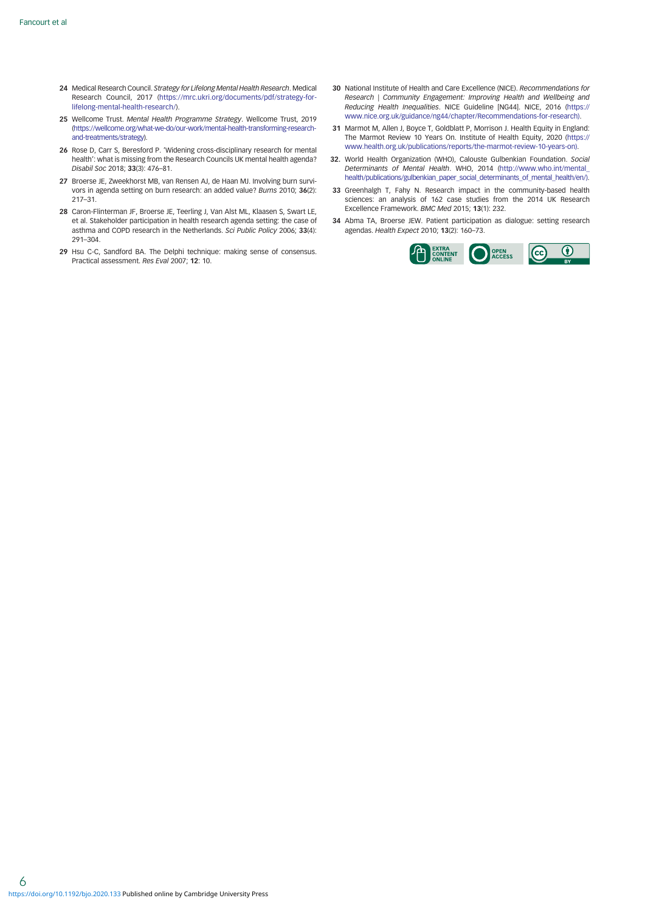24 Medical Research Council. *Strategy for Lifelong Mental Health Research*. Medical Research Council, 2017 (https://mrc.ukri.org/documents/pdf/strategy-for-lifelong-mental-health-research/).

25 Wellcome Trust. *Mental Health Programme Strategy*. Wellcome Trust, 2019 (https://wellcome.org/what-we-do/our-work/mental-health-transforming-research-and-treatments/strategy).

26 Rose D, Carr S, Beresford P. 'Widening cross-disciplinary research for mental health': what is missing from the Research Councils UK mental health agenda? *Disabil Soc* 2018; **33**(3): 476–81.

27 Broerse JE, Zweekhorst MB, van Rensen AJ, de Haan MJ. Involving burn survivors in agenda setting on burn research: an added value? *Burns* 2010; **36**(2): 217–31.

28 Caron-Flinterman JF, Broerse JE, Teerling J, Van Alst ML, Klaasen S, Swart LE, et al. Stakeholder participation in health research agenda setting: the case of asthma and COPD research in the Netherlands. *Sci Public Policy* 2006; **33**(4): 291–304.

29 Hsu C-C, Sandford BA. The Delphi technique: making sense of consensus. Practical assessment. *Res Eval* 2007; **12**: 10.

30 National Institute of Health and Care Excellence (NICE). *Recommendations for Research | Community Engagement: Improving Health and Wellbeing and Reducing Health Inequalities*. NICE Guideline [NG44]. NICE, 2016 (https://www.nice.org.uk/guidance/ng44/chapter/Recommendations-for-research).

31 Marmot M, Allen J, Boyce T, Goldblatt P, Morrison J. Health Equity in England: The Marmot Review 10 Years On. Institute of Health Equity, 2020 (https://www.health.org.uk/publications/reports/the-marmot-review-10-years-on).

32. World Health Organization (WHO), Calouste Gulbenkian Foundation. *Social Determinants of Mental Health*. WHO, 2014 (http://www.who.int/mental_health/publications/gulbenkian_paper_social_determinants_of_mental_health/en/).

33 Greenhalgh T, Fahy N. Research impact in the community-based health sciences: an analysis of 162 case studies from the 2014 UK Research Excellence Framework. *BMC Med* 2015; **13**(1): 232.

34 Abma TA, Broerse JEW. Patient participation as dialogue: setting research agendas. *Health Expect* 2010; **13**(2): 160–73.